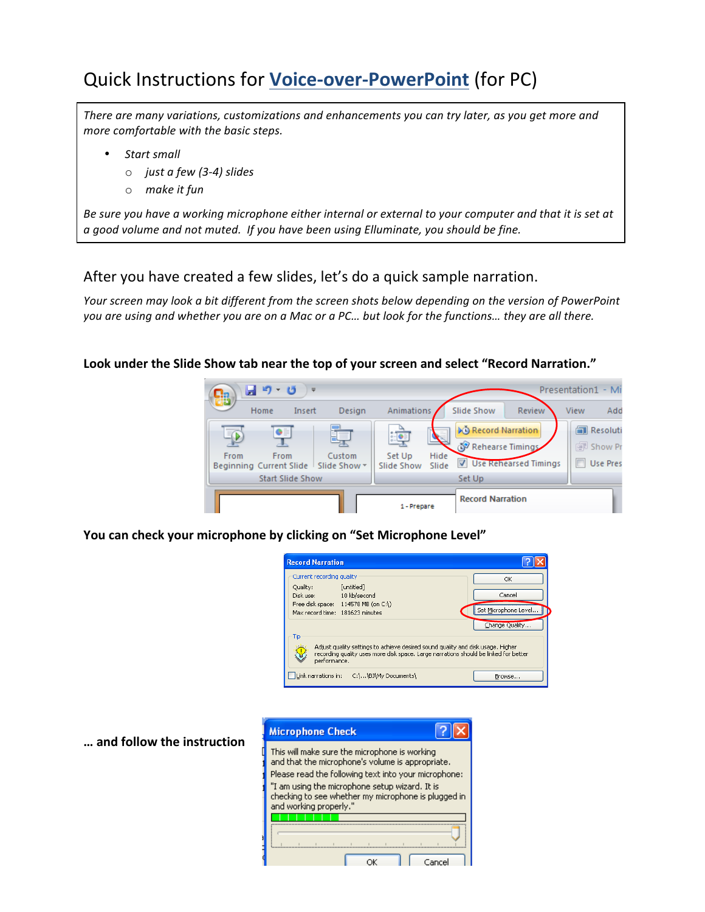# Quick Instructions for Voice-over-PowerPoint (for PC)

*There are many variations, customizations and enhancements you can try later, as you get more and more comfortable with the basic steps.*

- *Start small*
  - *just a few (3-4) slides*
  - *make it fun*

*Be sure you have a working microphone either internal or external to your computer and that it is set at a good volume and not muted. If you have been using Elluminate, you should be fine.*

## After you have created a few slides, let's do a quick sample narration.

*Your screen may look a bit different from the screen shots below depending on the version of PowerPoint you are using and whether you are on a Mac or a PC… but look for the functions… they are all there.*

**Look under the Slide Show tab near the top of your screen and select "Record Narration."**

**You can check your microphone by clicking on "Set Microphone Level"**

**… and follow the instruction**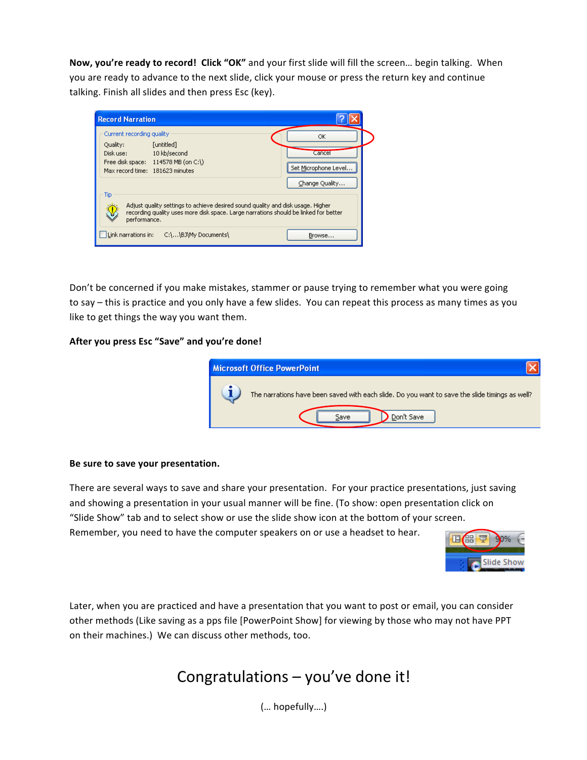**Now, you're ready to record! Click "OK"** and your first slide will fill the screen… begin talking. When you are ready to advance to the next slide, click your mouse or press the return key and continue talking. Finish all slides and then press Esc (key).

Don't be concerned if you make mistakes, stammer or pause trying to remember what you were going to say – this is practice and you only have a few slides. You can repeat this process as many times as you like to get things the way you want them.

**After you press Esc "Save" and you're done!**

**Be sure to save your presentation.**

There are several ways to save and share your presentation. For your practice presentations, just saving and showing a presentation in your usual manner will be fine. (To show: open presentation click on "Slide Show" tab and to select show or use the slide show icon at the bottom of your screen. Remember, you need to have the computer speakers on or use a headset to hear.

Later, when you are practiced and have a presentation that you want to post or email, you can consider other methods (Like saving as a pps file [PowerPoint Show] for viewing by those who may not have PPT on their machines.) We can discuss other methods, too.

# Congratulations – you've done it!

(… hopefully….)